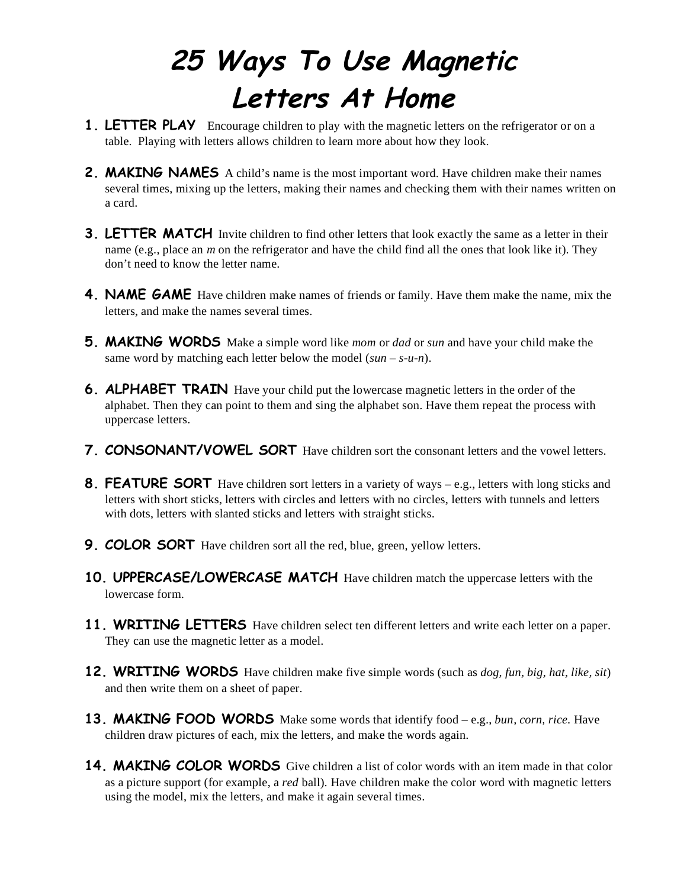# 25 Ways To Use Magnetic Letters At Home

1. **LETTER PLAY** Encourage children to play with the magnetic letters on the refrigerator or on a table. Playing with letters allows children to learn more about how they look.

2. **MAKING NAMES** A child's name is the most important word. Have children make their names several times, mixing up the letters, making their names and checking them with their names written on a card.

3. **LETTER MATCH** Invite children to find other letters that look exactly the same as a letter in their name (e.g., place an *m* on the refrigerator and have the child find all the ones that look like it). They don't need to know the letter name.

4. **NAME GAME** Have children make names of friends or family. Have them make the name, mix the letters, and make the names several times.

5. **MAKING WORDS** Make a simple word like *mom* or *dad* or *sun* and have your child make the same word by matching each letter below the model (*sun* – *s-u-n*).

6. **ALPHABET TRAIN** Have your child put the lowercase magnetic letters in the order of the alphabet. Then they can point to them and sing the alphabet son. Have them repeat the process with uppercase letters.

7. **CONSONANT/VOWEL SORT** Have children sort the consonant letters and the vowel letters.

8. **FEATURE SORT** Have children sort letters in a variety of ways – e.g., letters with long sticks and letters with short sticks, letters with circles and letters with no circles, letters with tunnels and letters with dots, letters with slanted sticks and letters with straight sticks.

9. **COLOR SORT** Have children sort all the red, blue, green, yellow letters.

10. **UPPERCASE/LOWERCASE MATCH** Have children match the uppercase letters with the lowercase form.

11. **WRITING LETTERS** Have children select ten different letters and write each letter on a paper. They can use the magnetic letter as a model.

12. **WRITING WORDS** Have children make five simple words (such as *dog, fun, big, hat, like, sit*) and then write them on a sheet of paper.

13. **MAKING FOOD WORDS** Make some words that identify food – e.g., *bun, corn, rice*. Have children draw pictures of each, mix the letters, and make the words again.

14. **MAKING COLOR WORDS** Give children a list of color words with an item made in that color as a picture support (for example, a *red* ball). Have children make the color word with magnetic letters using the model, mix the letters, and make it again several times.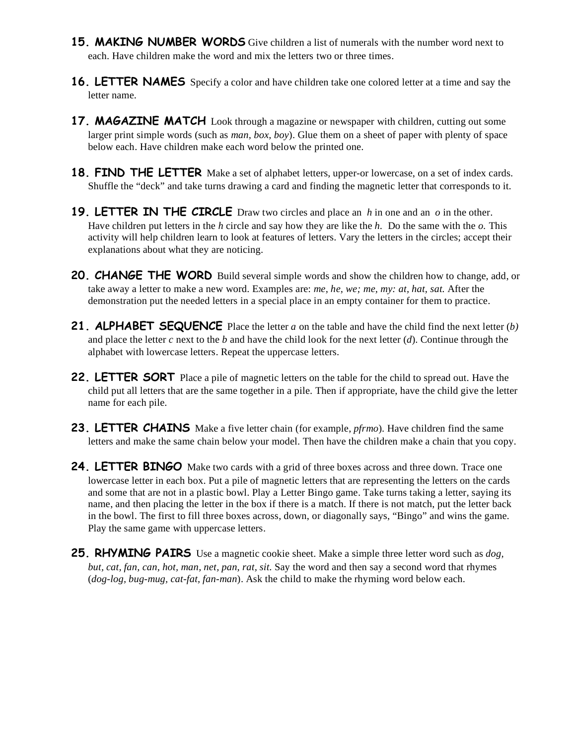**15. MAKING NUMBER WORDS** Give children a list of numerals with the number word next to each. Have children make the word and mix the letters two or three times.

**16. LETTER NAMES** Specify a color and have children take one colored letter at a time and say the letter name.

**17. MAGAZINE MATCH** Look through a magazine or newspaper with children, cutting out some larger print simple words (such as *man, box, boy*). Glue them on a sheet of paper with plenty of space below each. Have children make each word below the printed one.

**18. FIND THE LETTER** Make a set of alphabet letters, upper-or lowercase, on a set of index cards. Shuffle the "deck" and take turns drawing a card and finding the magnetic letter that corresponds to it.

**19. LETTER IN THE CIRCLE** Draw two circles and place an *h* in one and an *o* in the other. Have children put letters in the *h* circle and say how they are like the *h.* Do the same with the *o.* This activity will help children learn to look at features of letters. Vary the letters in the circles; accept their explanations about what they are noticing.

**20. CHANGE THE WORD** Build several simple words and show the children how to change, add, or take away a letter to make a new word. Examples are: *me, he, we; me, my: at, hat, sat.* After the demonstration put the needed letters in a special place in an empty container for them to practice.

**21. ALPHABET SEQUENCE** Place the letter *a* on the table and have the child find the next letter (*b)* and place the letter *c* next to the *b* and have the child look for the next letter (*d*). Continue through the alphabet with lowercase letters. Repeat the uppercase letters.

**22. LETTER SORT** Place a pile of magnetic letters on the table for the child to spread out. Have the child put all letters that are the same together in a pile. Then if appropriate, have the child give the letter name for each pile.

**23. LETTER CHAINS** Make a five letter chain (for example, *pfrmo*). Have children find the same letters and make the same chain below your model. Then have the children make a chain that you copy.

**24. LETTER BINGO** Make two cards with a grid of three boxes across and three down. Trace one lowercase letter in each box. Put a pile of magnetic letters that are representing the letters on the cards and some that are not in a plastic bowl. Play a Letter Bingo game. Take turns taking a letter, saying its name, and then placing the letter in the box if there is a match. If there is not match, put the letter back in the bowl. The first to fill three boxes across, down, or diagonally says, "Bingo" and wins the game. Play the same game with uppercase letters.

**25. RHYMING PAIRS** Use a magnetic cookie sheet. Make a simple three letter word such as *dog, but, cat, fan, can, hot, man, net, pan, rat, sit*. Say the word and then say a second word that rhymes (*dog-log, bug-mug, cat-fat, fan-man*). Ask the child to make the rhyming word below each.